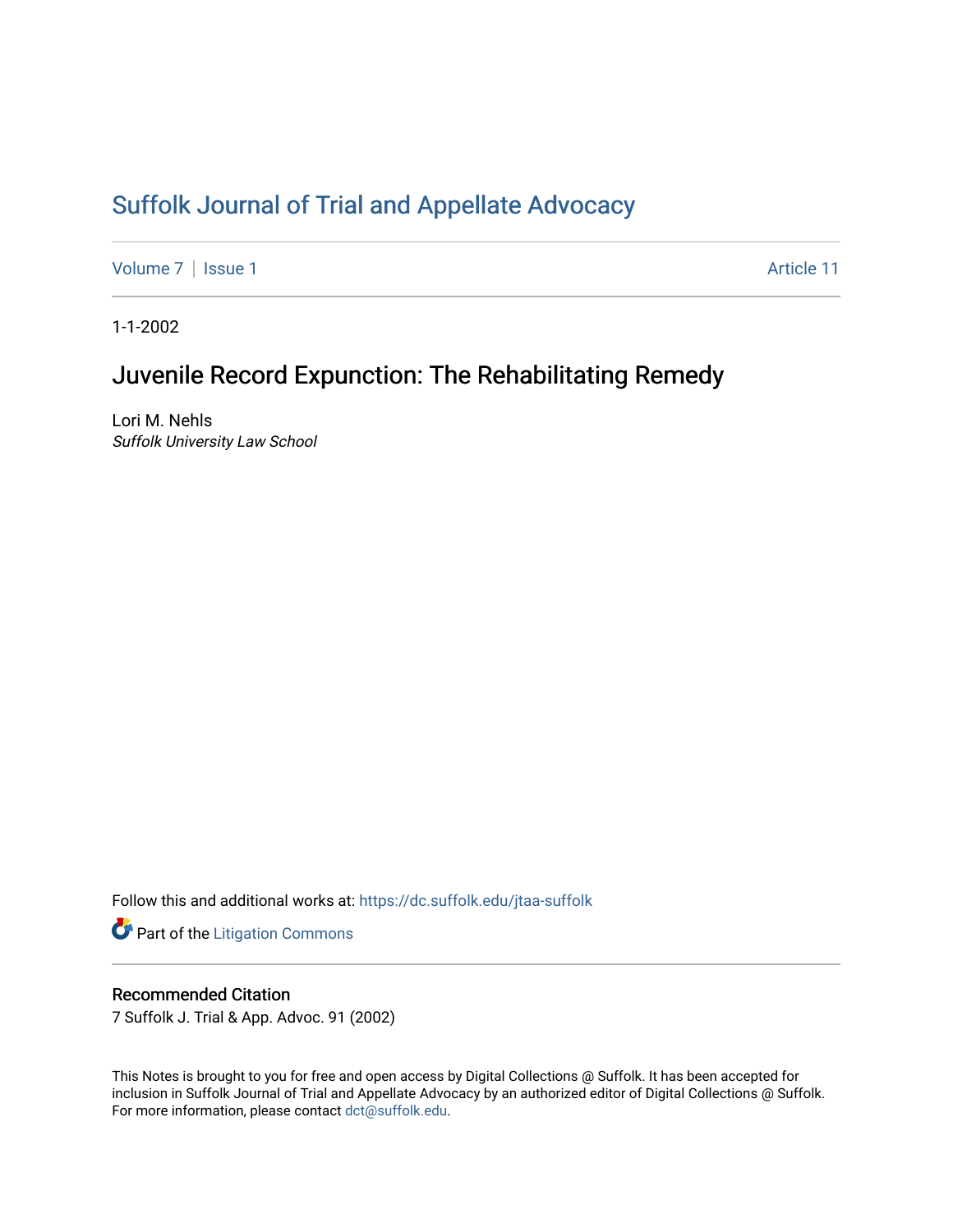# Suffolk Journal of Trial and Appellate Advocacy

Volume 7 | Issue 1 Article 11

1-1-2002

## Juvenile Record Expunction: The Rehabilitating Remedy

Lori M. Nehls
*Suffolk University Law School*

Follow this and additional works at: https://dc.suffolk.edu/jtaa-suffolk

Part of the Litigation Commons

### Recommended Citation

7 Suffolk J. Trial & App. Advoc. 91 (2002)

This Notes is brought to you for free and open access by Digital Collections @ Suffolk. It has been accepted for inclusion in Suffolk Journal of Trial and Appellate Advocacy by an authorized editor of Digital Collections @ Suffolk. For more information, please contact dct@suffolk.edu.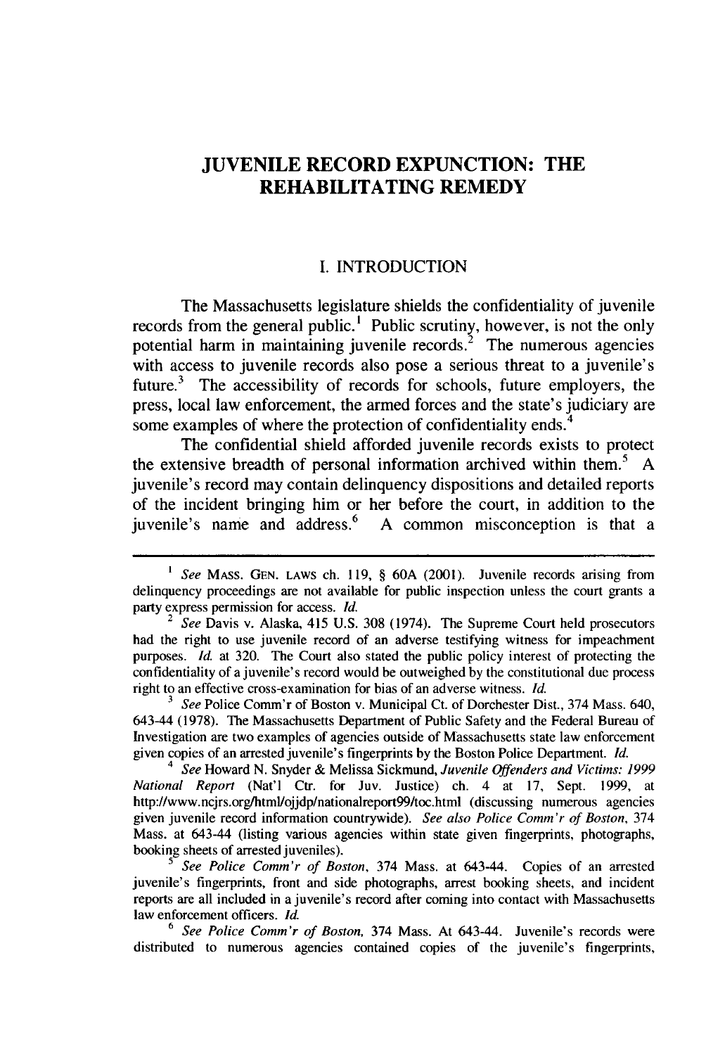# JUVENILE RECORD EXPUNCTION: THE REHABILITATING REMEDY

## I. INTRODUCTION

The Massachusetts legislature shields the confidentiality of juvenile records from the general public.[1] Public scrutiny, however, is not the only potential harm in maintaining juvenile records.[2] The numerous agencies with access to juvenile records also pose a serious threat to a juvenile's future.[3] The accessibility of records for schools, future employers, the press, local law enforcement, the armed forces and the state's judiciary are some examples of where the protection of confidentiality ends.[4]

The confidential shield afforded juvenile records exists to protect the extensive breadth of personal information archived within them.[5] A juvenile's record may contain delinquency dispositions and detailed reports of the incident bringing him or her before the court, in addition to the juvenile's name and address.[6] A common misconception is that a

---

[1] *See* MASS. GEN. LAWS ch. 119, § 60A (2001). Juvenile records arising from delinquency proceedings are not available for public inspection unless the court grants a party express permission for access. *Id.*

[2] *See* Davis v. Alaska, 415 U.S. 308 (1974). The Supreme Court held prosecutors had the right to use juvenile record of an adverse testifying witness for impeachment purposes. *Id.* at 320. The Court also stated the public policy interest of protecting the confidentiality of a juvenile's record would be outweighed by the constitutional due process right to an effective cross-examination for bias of an adverse witness. *Id.*

[3] *See* Police Comm'r of Boston v. Municipal Ct. of Dorchester Dist., 374 Mass. 640, 643-44 (1978). The Massachusetts Department of Public Safety and the Federal Bureau of Investigation are two examples of agencies outside of Massachusetts state law enforcement given copies of an arrested juvenile's fingerprints by the Boston Police Department. *Id.*

[4] *See* Howard N. Snyder & Melissa Sickmund, *Juvenile Offenders and Victims: 1999 National Report* (Nat'l Ctr. for Juv. Justice) ch. 4 at 17, Sept. 1999, at http://www.ncjrs.org/html/ojjdp/nationalreport99/toc.html (discussing numerous agencies given juvenile record information countrywide). *See also Police Comm'r of Boston*, 374 Mass. at 643-44 (listing various agencies within state given fingerprints, photographs, booking sheets of arrested juveniles).

[5] *See Police Comm'r of Boston*, 374 Mass. at 643-44. Copies of an arrested juvenile's fingerprints, front and side photographs, arrest booking sheets, and incident reports are all included in a juvenile's record after coming into contact with Massachusetts law enforcement officers. *Id.*

[6] *See Police Comm'r of Boston*, 374 Mass. At 643-44. Juvenile's records were distributed to numerous agencies contained copies of the juvenile's fingerprints,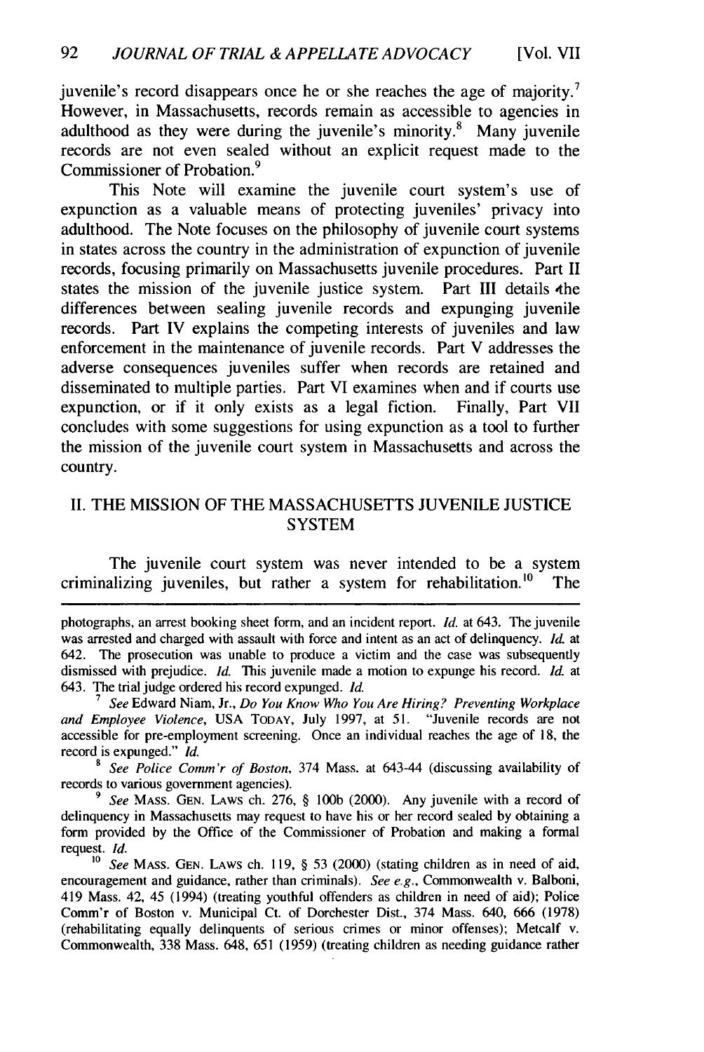juvenile's record disappears once he or she reaches the age of majority.[7] However, in Massachusetts, records remain as accessible to agencies in adulthood as they were during the juvenile's minority.[8] Many juvenile records are not even sealed without an explicit request made to the Commissioner of Probation.[9]

This Note will examine the juvenile court system's use of expunction as a valuable means of protecting juveniles' privacy into adulthood. The Note focuses on the philosophy of juvenile court systems in states across the country in the administration of expunction of juvenile records, focusing primarily on Massachusetts juvenile procedures. Part II states the mission of the juvenile justice system. Part III details the differences between sealing juvenile records and expunging juvenile records. Part IV explains the competing interests of juveniles and law enforcement in the maintenance of juvenile records. Part V addresses the adverse consequences juveniles suffer when records are retained and disseminated to multiple parties. Part VI examines when and if courts use expunction, or if it only exists as a legal fiction. Finally, Part VII concludes with some suggestions for using expunction as a tool to further the mission of the juvenile court system in Massachusetts and across the country.

## II. THE MISSION OF THE MASSACHUSETTS JUVENILE JUSTICE SYSTEM

The juvenile court system was never intended to be a system criminalizing juveniles, but rather a system for rehabilitation.[10] The

---

photographs, an arrest booking sheet form, and an incident report. *Id.* at 643. The juvenile was arrested and charged with assault with force and intent as an act of delinquency. *Id.* at 642. The prosecution was unable to produce a victim and the case was subsequently dismissed with prejudice. *Id.* This juvenile made a motion to expunge his record. *Id.* at 643. The trial judge ordered his record expunged. *Id.*

[7] *See* Edward Niam, Jr., *Do You Know Who You Are Hiring? Preventing Workplace and Employee Violence*, USA TODAY, July 1997, at 51. "Juvenile records are not accessible for pre-employment screening. Once an individual reaches the age of 18, the record is expunged." *Id.*

[8] *See Police Comm'r of Boston*, 374 Mass. at 643-44 (discussing availability of records to various government agencies).

[9] *See* MASS. GEN. LAWS ch. 276, § 100b (2000). Any juvenile with a record of delinquency in Massachusetts may request to have his or her record sealed by obtaining a form provided by the Office of the Commissioner of Probation and making a formal request. *Id.*

[10] *See* MASS. GEN. LAWS ch. 119, § 53 (2000) (stating children as in need of aid, encouragement and guidance, rather than criminals). *See e.g.*, Commonwealth v. Balboni, 419 Mass. 42, 45 (1994) (treating youthful offenders as children in need of aid); Police Comm'r of Boston v. Municipal Ct. of Dorchester Dist., 374 Mass. 640, 666 (1978) (rehabilitating equally delinquents of serious crimes or minor offenses); Metcalf v. Commonwealth, 338 Mass. 648, 651 (1959) (treating children as needing guidance rather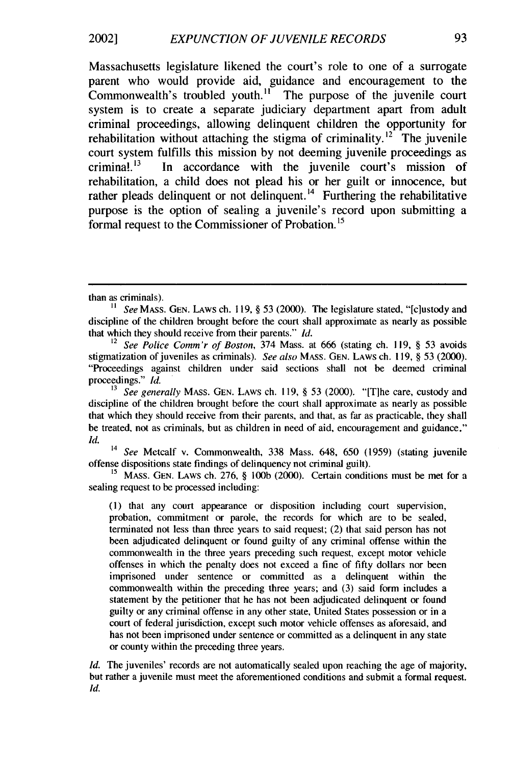Massachusetts legislature likened the court's role to one of a surrogate parent who would provide aid, guidance and encouragement to the Commonwealth's troubled youth.[11] The purpose of the juvenile court system is to create a separate judiciary department apart from adult criminal proceedings, allowing delinquent children the opportunity for rehabilitation without attaching the stigma of criminality.[12] The juvenile court system fulfills this mission by not deeming juvenile proceedings as criminal.[13] In accordance with the juvenile court's mission of rehabilitation, a child does not plead his or her guilt or innocence, but rather pleads delinquent or not delinquent.[14] Furthering the rehabilitative purpose is the option of sealing a juvenile's record upon submitting a formal request to the Commissioner of Probation.[15]

---

than as criminals).

[11] *See* MASS. GEN. LAWS ch. 119, § 53 (2000). The legislature stated, "[c]ustody and discipline of the children brought before the court shall approximate as nearly as possible that which they should receive from their parents." *Id.*

[12] *See Police Comm'r of Boston*, 374 Mass. at 666 (stating ch. 119, § 53 avoids stigmatization of juveniles as criminals). *See also* MASS. GEN. LAWS ch. 119, § 53 (2000). "Proceedings against children under said sections shall not be deemed criminal proceedings." *Id.*

[13] *See generally* MASS. GEN. LAWS ch. 119, § 53 (2000). "[T]he care, custody and discipline of the children brought before the court shall approximate as nearly as possible that which they should receive from their parents, and that, as far as practicable, they shall be treated, not as criminals, but as children in need of aid, encouragement and guidance." *Id.*

[14] *See* Metcalf v. Commonwealth, 338 Mass. 648, 650 (1959) (stating juvenile offense dispositions state findings of delinquency not criminal guilt).

[15] MASS. GEN. LAWS ch. 276, § 100b (2000). Certain conditions must be met for a sealing request to be processed including:

> (1) that any court appearance or disposition including court supervision, probation, commitment or parole, the records for which are to be sealed, terminated not less than three years to said request; (2) that said person has not been adjudicated delinquent or found guilty of any criminal offense within the commonwealth in the three years preceding such request, except motor vehicle offenses in which the penalty does not exceed a fine of fifty dollars nor been imprisoned under sentence or committed as a delinquent within the commonwealth within the preceding three years; and (3) said form includes a statement by the petitioner that he has not been adjudicated delinquent or found guilty or any criminal offense in any other state, United States possession or in a court of federal jurisdiction, except such motor vehicle offenses as aforesaid, and has not been imprisoned under sentence or committed as a delinquent in any state or county within the preceding three years.

*Id.* The juveniles' records are not automatically sealed upon reaching the age of majority, but rather a juvenile must meet the aforementioned conditions and submit a formal request. *Id.*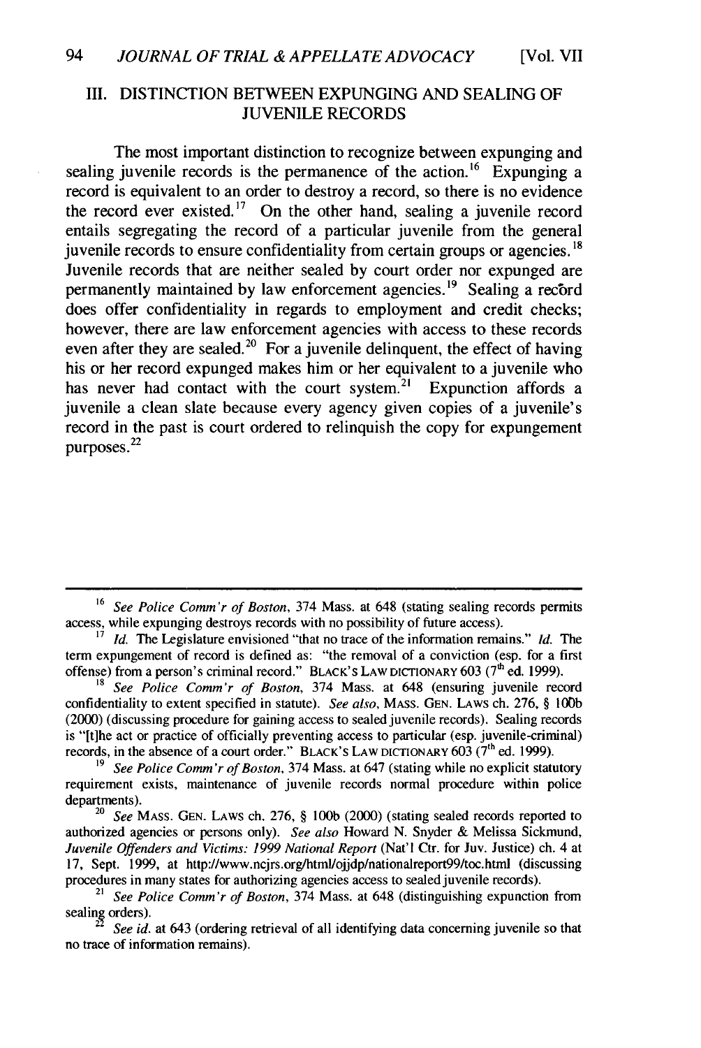## III. DISTINCTION BETWEEN EXPUNGING AND SEALING OF JUVENILE RECORDS

The most important distinction to recognize between expunging and sealing juvenile records is the permanence of the action.[16] Expunging a record is equivalent to an order to destroy a record, so there is no evidence the record ever existed.[17] On the other hand, sealing a juvenile record entails segregating the record of a particular juvenile from the general juvenile records to ensure confidentiality from certain groups or agencies.[18] Juvenile records that are neither sealed by court order nor expunged are permanently maintained by law enforcement agencies.[19] Sealing a record does offer confidentiality in regards to employment and credit checks; however, there are law enforcement agencies with access to these records even after they are sealed.[20] For a juvenile delinquent, the effect of having his or her record expunged makes him or her equivalent to a juvenile who has never had contact with the court system.[21] Expunction affords a juvenile a clean slate because every agency given copies of a juvenile's record in the past is court ordered to relinquish the copy for expungement purposes.[22]

---

[16] *See Police Comm'r of Boston*, 374 Mass. at 648 (stating sealing records permits access, while expunging destroys records with no possibility of future access).

[17] *Id.* The Legislature envisioned "that no trace of the information remains." *Id.* The term expungement of record is defined as: "the removal of a conviction (esp. for a first offense) from a person's criminal record." BLACK'S LAW DICTIONARY 603 (7th ed. 1999).

[18] *See Police Comm'r of Boston*, 374 Mass. at 648 (ensuring juvenile record confidentiality to extent specified in statute). *See also*, MASS. GEN. LAWS ch. 276, § 100b (2000) (discussing procedure for gaining access to sealed juvenile records). Sealing records is "[t]he act or practice of officially preventing access to particular (esp. juvenile-criminal) records, in the absence of a court order." BLACK'S LAW DICTIONARY 603 (7th ed. 1999).

[19] *See Police Comm'r of Boston*, 374 Mass. at 647 (stating while no explicit statutory requirement exists, maintenance of juvenile records normal procedure within police departments).

[20] *See* MASS. GEN. LAWS ch. 276, § 100b (2000) (stating sealed records reported to authorized agencies or persons only). *See also* Howard N. Snyder & Melissa Sickmund, *Juvenile Offenders and Victims: 1999 National Report* (Nat'l Ctr. for Juv. Justice) ch. 4 at 17, Sept. 1999, at http://www.ncjrs.org/html/ojjdp/nationalreport99/toc.html (discussing procedures in many states for authorizing agencies access to sealed juvenile records).

[21] *See Police Comm'r of Boston*, 374 Mass. at 648 (distinguishing expunction from sealing orders).

[22] *See id.* at 643 (ordering retrieval of all identifying data concerning juvenile so that no trace of information remains).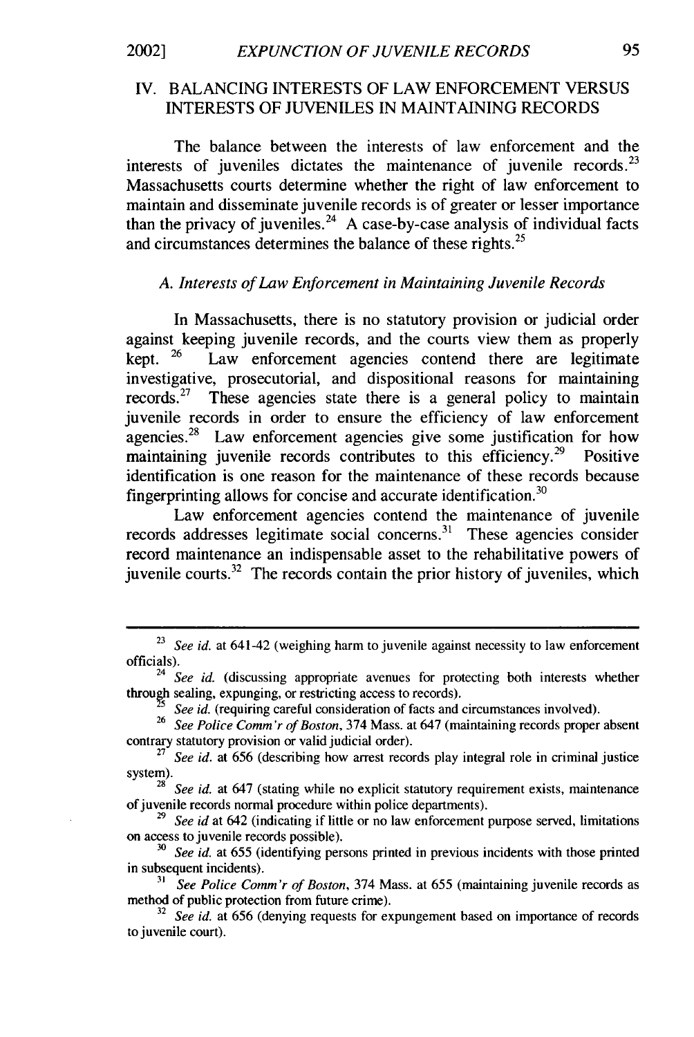## IV. BALANCING INTERESTS OF LAW ENFORCEMENT VERSUS INTERESTS OF JUVENILES IN MAINTAINING RECORDS

The balance between the interests of law enforcement and the interests of juveniles dictates the maintenance of juvenile records.[23] Massachusetts courts determine whether the right of law enforcement to maintain and disseminate juvenile records is of greater or lesser importance than the privacy of juveniles.[24] A case-by-case analysis of individual facts and circumstances determines the balance of these rights.[25]

### *A. Interests of Law Enforcement in Maintaining Juvenile Records*

In Massachusetts, there is no statutory provision or judicial order against keeping juvenile records, and the courts view them as properly kept.[26] Law enforcement agencies contend there are legitimate investigative, prosecutorial, and dispositional reasons for maintaining records.[27] These agencies state there is a general policy to maintain juvenile records in order to ensure the efficiency of law enforcement agencies.[28] Law enforcement agencies give some justification for how maintaining juvenile records contributes to this efficiency.[29] Positive identification is one reason for the maintenance of these records because fingerprinting allows for concise and accurate identification.[30]

Law enforcement agencies contend the maintenance of juvenile records addresses legitimate social concerns.[31] These agencies consider record maintenance an indispensable asset to the rehabilitative powers of juvenile courts.[32] The records contain the prior history of juveniles, which

---

[23] *See id.* at 641-42 (weighing harm to juvenile against necessity to law enforcement officials).

[24] *See id.* (discussing appropriate avenues for protecting both interests whether through sealing, expunging, or restricting access to records).

[25] *See id.* (requiring careful consideration of facts and circumstances involved).

[26] *See Police Comm'r of Boston*, 374 Mass. at 647 (maintaining records proper absent contrary statutory provision or valid judicial order).

[27] *See id.* at 656 (describing how arrest records play integral role in criminal justice system).

[28] *See id.* at 647 (stating while no explicit statutory requirement exists, maintenance of juvenile records normal procedure within police departments).

[29] *See id* at 642 (indicating if little or no law enforcement purpose served, limitations on access to juvenile records possible).

[30] *See id.* at 655 (identifying persons printed in previous incidents with those printed in subsequent incidents).

[31] *See Police Comm'r of Boston*, 374 Mass. at 655 (maintaining juvenile records as method of public protection from future crime).

[32] *See id.* at 656 (denying requests for expungement based on importance of records to juvenile court).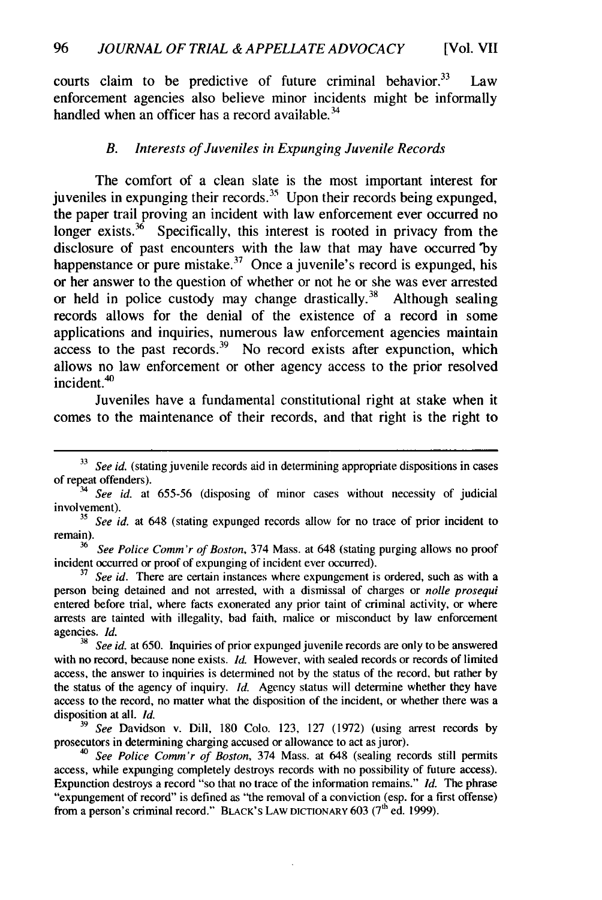courts claim to be predictive of future criminal behavior.[33] Law enforcement agencies also believe minor incidents might be informally handled when an officer has a record available.[34]

### *B. Interests of Juveniles in Expunging Juvenile Records*

The comfort of a clean slate is the most important interest for juveniles in expunging their records.[35] Upon their records being expunged, the paper trail proving an incident with law enforcement ever occurred no longer exists.[36] Specifically, this interest is rooted in privacy from the disclosure of past encounters with the law that may have occurred by happenstance or pure mistake.[37] Once a juvenile's record is expunged, his or her answer to the question of whether or not he or she was ever arrested or held in police custody may change drastically.[38] Although sealing records allows for the denial of the existence of a record in some applications and inquiries, numerous law enforcement agencies maintain access to the past records.[39] No record exists after expunction, which allows no law enforcement or other agency access to the prior resolved incident.[40]

Juveniles have a fundamental constitutional right at stake when it comes to the maintenance of their records, and that right is the right to

---

[33] *See id.* (stating juvenile records aid in determining appropriate dispositions in cases of repeat offenders).

[34] *See id.* at 655-56 (disposing of minor cases without necessity of judicial involvement).

[35] *See id.* at 648 (stating expunged records allow for no trace of prior incident to remain).

[36] *See Police Comm'r of Boston*, 374 Mass. at 648 (stating purging allows no proof incident occurred or proof of expunging of incident ever occurred).

[37] *See id.* There are certain instances where expungement is ordered, such as with a person being detained and not arrested, with a dismissal of charges or *nolle prosequi* entered before trial, where facts exonerated any prior taint of criminal activity, or where arrests are tainted with illegality, bad faith, malice or misconduct by law enforcement agencies. *Id.*

[38] *See id.* at 650. Inquiries of prior expunged juvenile records are only to be answered with no record, because none exists. *Id.* However, with sealed records or records of limited access, the answer to inquiries is determined not by the status of the record, but rather by the status of the agency of inquiry. *Id.* Agency status will determine whether they have access to the record, no matter what the disposition of the incident, or whether there was a disposition at all. *Id.*

[39] *See* Davidson v. Dill, 180 Colo. 123, 127 (1972) (using arrest records by prosecutors in determining charging accused or allowance to act as juror).

[40] *See Police Comm'r of Boston*, 374 Mass. at 648 (sealing records still permits access, while expunging completely destroys records with no possibility of future access). Expunction destroys a record "so that no trace of the information remains." *Id.* The phrase "expungement of record" is defined as "the removal of a conviction (esp. for a first offense) from a person's criminal record." BLACK'S LAW DICTIONARY 603 (7th ed. 1999).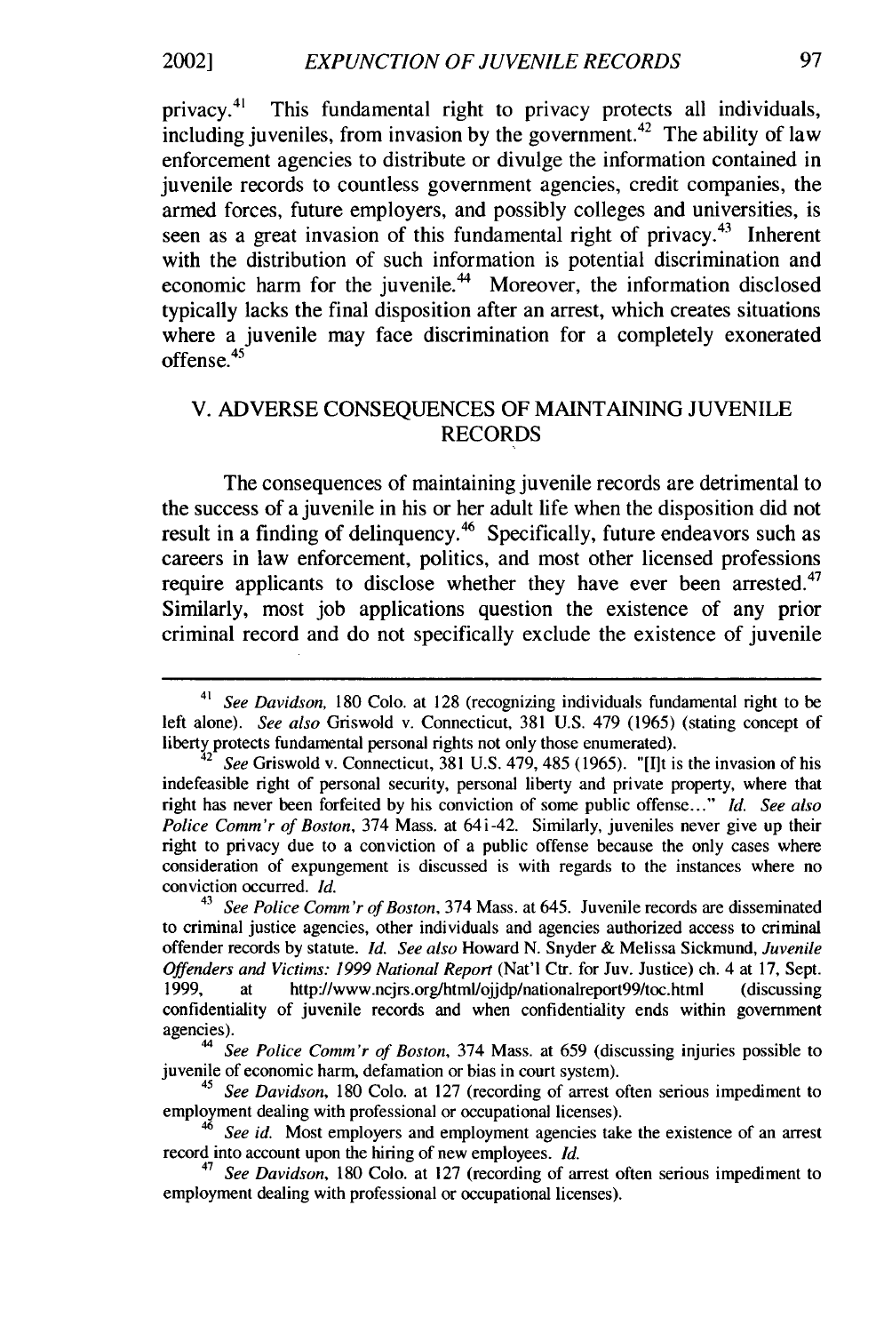privacy.[41] This fundamental right to privacy protects all individuals, including juveniles, from invasion by the government.[42] The ability of law enforcement agencies to distribute or divulge the information contained in juvenile records to countless government agencies, credit companies, the armed forces, future employers, and possibly colleges and universities, is seen as a great invasion of this fundamental right of privacy.[43] Inherent with the distribution of such information is potential discrimination and economic harm for the juvenile.[44] Moreover, the information disclosed typically lacks the final disposition after an arrest, which creates situations where a juvenile may face discrimination for a completely exonerated offense.[45]

## V. ADVERSE CONSEQUENCES OF MAINTAINING JUVENILE RECORDS

The consequences of maintaining juvenile records are detrimental to the success of a juvenile in his or her adult life when the disposition did not result in a finding of delinquency.[46] Specifically, future endeavors such as careers in law enforcement, politics, and most other licensed professions require applicants to disclose whether they have ever been arrested.[47] Similarly, most job applications question the existence of any prior criminal record and do not specifically exclude the existence of juvenile

---

[41] *See Davidson*, 180 Colo. at 128 (recognizing individuals fundamental right to be left alone). *See also* Griswold v. Connecticut, 381 U.S. 479 (1965) (stating concept of liberty protects fundamental personal rights not only those enumerated).

[42] *See* Griswold v. Connecticut, 381 U.S. 479, 485 (1965). "[I]t is the invasion of his indefeasible right of personal security, personal liberty and private property, where that right has never been forfeited by his conviction of some public offense..." *Id. See also Police Comm'r of Boston*, 374 Mass. at 641-42. Similarly, juveniles never give up their right to privacy due to a conviction of a public offense because the only cases where consideration of expungement is discussed is with regards to the instances where no conviction occurred. *Id.*

[43] *See Police Comm'r of Boston*, 374 Mass. at 645. Juvenile records are disseminated to criminal justice agencies, other individuals and agencies authorized access to criminal offender records by statute. *Id. See also* Howard N. Snyder & Melissa Sickmund, *Juvenile Offenders and Victims: 1999 National Report* (Nat'l Ctr. for Juv. Justice) ch. 4 at 17, Sept. 1999, at http://www.ncjrs.org/html/ojjdp/nationalreport99/toc.html (discussing confidentiality of juvenile records and when confidentiality ends within government agencies).

[44] *See Police Comm'r of Boston*, 374 Mass. at 659 (discussing injuries possible to juvenile of economic harm, defamation or bias in court system).

[45] *See Davidson*, 180 Colo. at 127 (recording of arrest often serious impediment to employment dealing with professional or occupational licenses).

[46] *See id.* Most employers and employment agencies take the existence of an arrest record into account upon the hiring of new employees. *Id.*

[47] *See Davidson*, 180 Colo. at 127 (recording of arrest often serious impediment to employment dealing with professional or occupational licenses).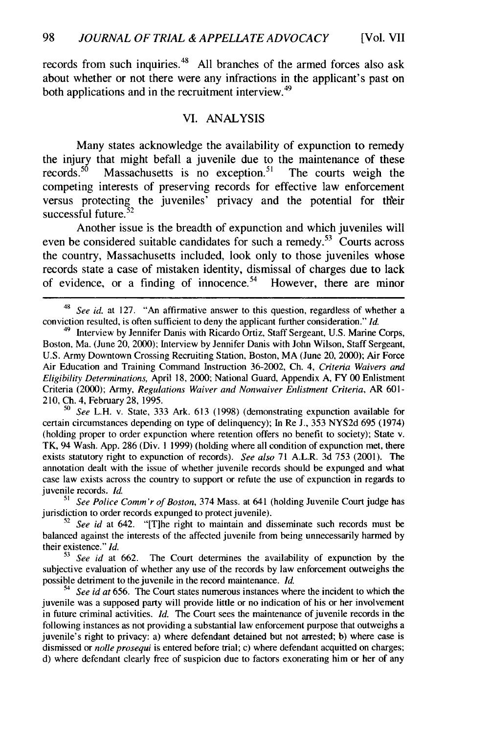records from such inquiries.[48] All branches of the armed forces also ask about whether or not there were any infractions in the applicant's past on both applications and in the recruitment interview.[49]

## VI. ANALYSIS

Many states acknowledge the availability of expunction to remedy the injury that might befall a juvenile due to the maintenance of these records.[50] Massachusetts is no exception.[51] The courts weigh the competing interests of preserving records for effective law enforcement versus protecting the juveniles' privacy and the potential for their successful future.[52]

Another issue is the breadth of expunction and which juveniles will even be considered suitable candidates for such a remedy.[53] Courts across the country, Massachusetts included, look only to those juveniles whose records state a case of mistaken identity, dismissal of charges due to lack of evidence, or a finding of innocence.[54] However, there are minor

---

[48] *See id.* at 127. "An affirmative answer to this question, regardless of whether a conviction resulted, is often sufficient to deny the applicant further consideration." *Id.*

[49] Interview by Jennifer Danis with Ricardo Ortiz, Staff Sergeant, U.S. Marine Corps, Boston, Ma. (June 20, 2000); Interview by Jennifer Danis with John Wilson, Staff Sergeant, U.S. Army Downtown Crossing Recruiting Station, Boston, MA (June 20, 2000); Air Force Air Education and Training Command Instruction 36-2002, Ch. 4, *Criteria Waivers and Eligibility Determinations,* April 18, 2000; National Guard, Appendix A, FY 00 Enlistment Criteria (2000); Army, *Regulations Waiver and Nonwaiver Enlistment Criteria,* AR 601-210, Ch. 4, February 28, 1995.

[50] *See* L.H. v. State, 333 Ark. 613 (1998) (demonstrating expunction available for certain circumstances depending on type of delinquency); In Re J., 353 NYS2d 695 (1974) (holding proper to order expunction where retention offers no benefit to society); State v. TK, 94 Wash. App. 286 (Div. 1 1999) (holding where all condition of expunction met, there exists statutory right to expunction of records). *See also* 71 A.L.R. 3d 753 (2001). The annotation dealt with the issue of whether juvenile records should be expunged and what case law exists across the country to support or refute the use of expunction in regards to juvenile records. *Id.*

[51] *See Police Comm'r of Boston,* 374 Mass. at 641 (holding Juvenile Court judge has jurisdiction to order records expunged to protect juvenile).

[52] *See id* at 642. "[T]he right to maintain and disseminate such records must be balanced against the interests of the affected juvenile from being unnecessarily harmed by their existence." *Id.*

[53] *See id* at 662. The Court determines the availability of expunction by the subjective evaluation of whether any use of the records by law enforcement outweighs the possible detriment to the juvenile in the record maintenance. *Id.*

[54] *See id at* 656. The Court states numerous instances where the incident to which the juvenile was a supposed party will provide little or no indication of his or her involvement in future criminal activities. *Id.* The Court sees the maintenance of juvenile records in the following instances as not providing a substantial law enforcement purpose that outweighs a juvenile's right to privacy: a) where defendant detained but not arrested; b) where case is dismissed or *nolle prosequi* is entered before trial; c) where defendant acquitted on charges; d) where defendant clearly free of suspicion due to factors exonerating him or her of any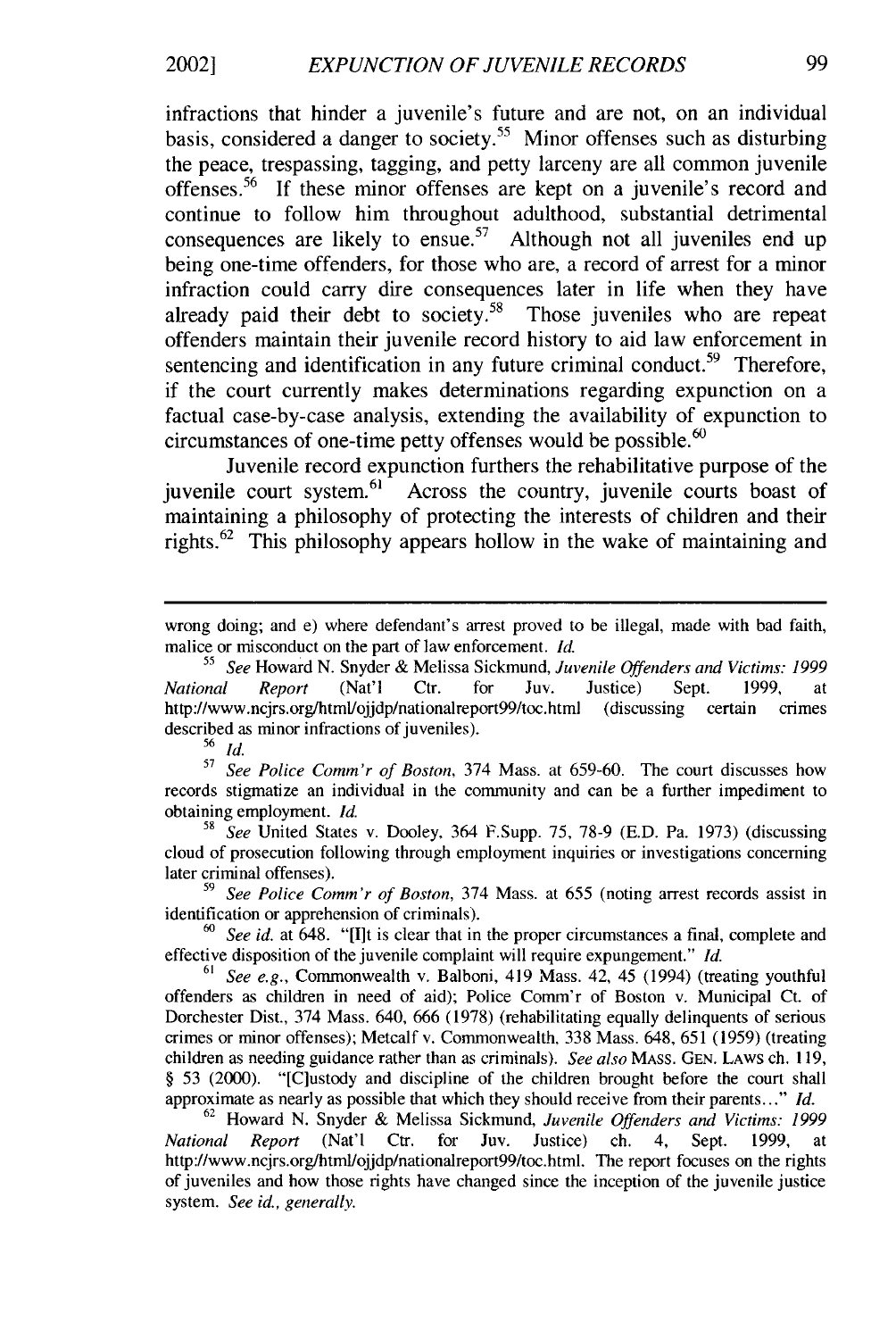infractions that hinder a juvenile's future and are not, on an individual basis, considered a danger to society.[55] Minor offenses such as disturbing the peace, trespassing, tagging, and petty larceny are all common juvenile offenses.[56] If these minor offenses are kept on a juvenile's record and continue to follow him throughout adulthood, substantial detrimental consequences are likely to ensue.[57] Although not all juveniles end up being one-time offenders, for those who are, a record of arrest for a minor infraction could carry dire consequences later in life when they have already paid their debt to society.[58] Those juveniles who are repeat offenders maintain their juvenile record history to aid law enforcement in sentencing and identification in any future criminal conduct.[59] Therefore, if the court currently makes determinations regarding expunction on a factual case-by-case analysis, extending the availability of expunction to circumstances of one-time petty offenses would be possible.[60]

Juvenile record expunction furthers the rehabilitative purpose of the juvenile court system.[61] Across the country, juvenile courts boast of maintaining a philosophy of protecting the interests of children and their rights.[62] This philosophy appears hollow in the wake of maintaining and

---

wrong doing; and e) where defendant's arrest proved to be illegal, made with bad faith, malice or misconduct on the part of law enforcement. *Id.*

[55] *See* Howard N. Snyder & Melissa Sickmund, *Juvenile Offenders and Victims: 1999 National Report* (Nat'l Ctr. for Juv. Justice) Sept. 1999, at http://www.ncjrs.org/html/ojjdp/nationalreport99/toc.html (discussing certain crimes described as minor infractions of juveniles).

[56] *Id.*

[57] *See Police Comm'r of Boston*, 374 Mass. at 659-60. The court discusses how records stigmatize an individual in the community and can be a further impediment to obtaining employment. *Id.*

[58] *See* United States v. Dooley, 364 F.Supp. 75, 78-9 (E.D. Pa. 1973) (discussing cloud of prosecution following through employment inquiries or investigations concerning later criminal offenses).

[59] *See Police Comm'r of Boston*, 374 Mass. at 655 (noting arrest records assist in identification or apprehension of criminals).

[60] *See id.* at 648. "[I]t is clear that in the proper circumstances a final, complete and effective disposition of the juvenile complaint will require expungement." *Id.*

[61] *See e.g.*, Commonwealth v. Balboni, 419 Mass. 42, 45 (1994) (treating youthful offenders as children in need of aid); Police Comm'r of Boston v. Municipal Ct. of Dorchester Dist., 374 Mass. 640, 666 (1978) (rehabilitating equally delinquents of serious crimes or minor offenses); Metcalf v. Commonwealth, 338 Mass. 648, 651 (1959) (treating children as needing guidance rather than as criminals). *See also* MASS. GEN. LAWS ch. 119, § 53 (2000). "[C]ustody and discipline of the children brought before the court shall approximate as nearly as possible that which they should receive from their parents..." *Id.*

[62] Howard N. Snyder & Melissa Sickmund, *Juvenile Offenders and Victims: 1999 National Report* (Nat'l Ctr. for Juv. Justice) ch. 4, Sept. 1999, at http://www.ncjrs.org/html/ojjdp/nationalreport99/toc.html. The report focuses on the rights of juveniles and how those rights have changed since the inception of the juvenile justice system. *See id., generally.*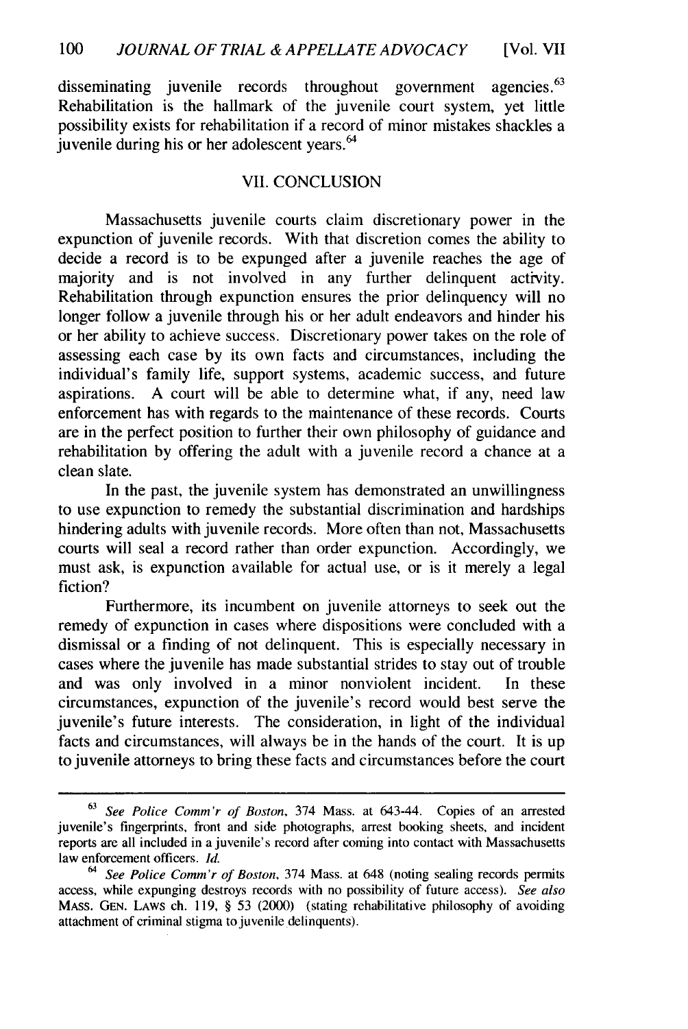disseminating juvenile records throughout government agencies.[63] Rehabilitation is the hallmark of the juvenile court system, yet little possibility exists for rehabilitation if a record of minor mistakes shackles a juvenile during his or her adolescent years.[64]

## VII. CONCLUSION

Massachusetts juvenile courts claim discretionary power in the expunction of juvenile records. With that discretion comes the ability to decide a record is to be expunged after a juvenile reaches the age of majority and is not involved in any further delinquent activity. Rehabilitation through expunction ensures the prior delinquency will no longer follow a juvenile through his or her adult endeavors and hinder his or her ability to achieve success. Discretionary power takes on the role of assessing each case by its own facts and circumstances, including the individual's family life, support systems, academic success, and future aspirations. A court will be able to determine what, if any, need law enforcement has with regards to the maintenance of these records. Courts are in the perfect position to further their own philosophy of guidance and rehabilitation by offering the adult with a juvenile record a chance at a clean slate.

In the past, the juvenile system has demonstrated an unwillingness to use expunction to remedy the substantial discrimination and hardships hindering adults with juvenile records. More often than not, Massachusetts courts will seal a record rather than order expunction. Accordingly, we must ask, is expunction available for actual use, or is it merely a legal fiction?

Furthermore, its incumbent on juvenile attorneys to seek out the remedy of expunction in cases where dispositions were concluded with a dismissal or a finding of not delinquent. This is especially necessary in cases where the juvenile has made substantial strides to stay out of trouble and was only involved in a minor nonviolent incident. In these circumstances, expunction of the juvenile's record would best serve the juvenile's future interests. The consideration, in light of the individual facts and circumstances, will always be in the hands of the court. It is up to juvenile attorneys to bring these facts and circumstances before the court

---

[63] *See Police Comm'r of Boston*, 374 Mass. at 643-44. Copies of an arrested juvenile's fingerprints, front and side photographs, arrest booking sheets, and incident reports are all included in a juvenile's record after coming into contact with Massachusetts law enforcement officers. *Id.*

[64] *See Police Comm'r of Boston*, 374 Mass. at 648 (noting sealing records permits access, while expunging destroys records with no possibility of future access). *See also* MASS. GEN. LAWS ch. 119, § 53 (2000) (stating rehabilitative philosophy of avoiding attachment of criminal stigma to juvenile delinquents).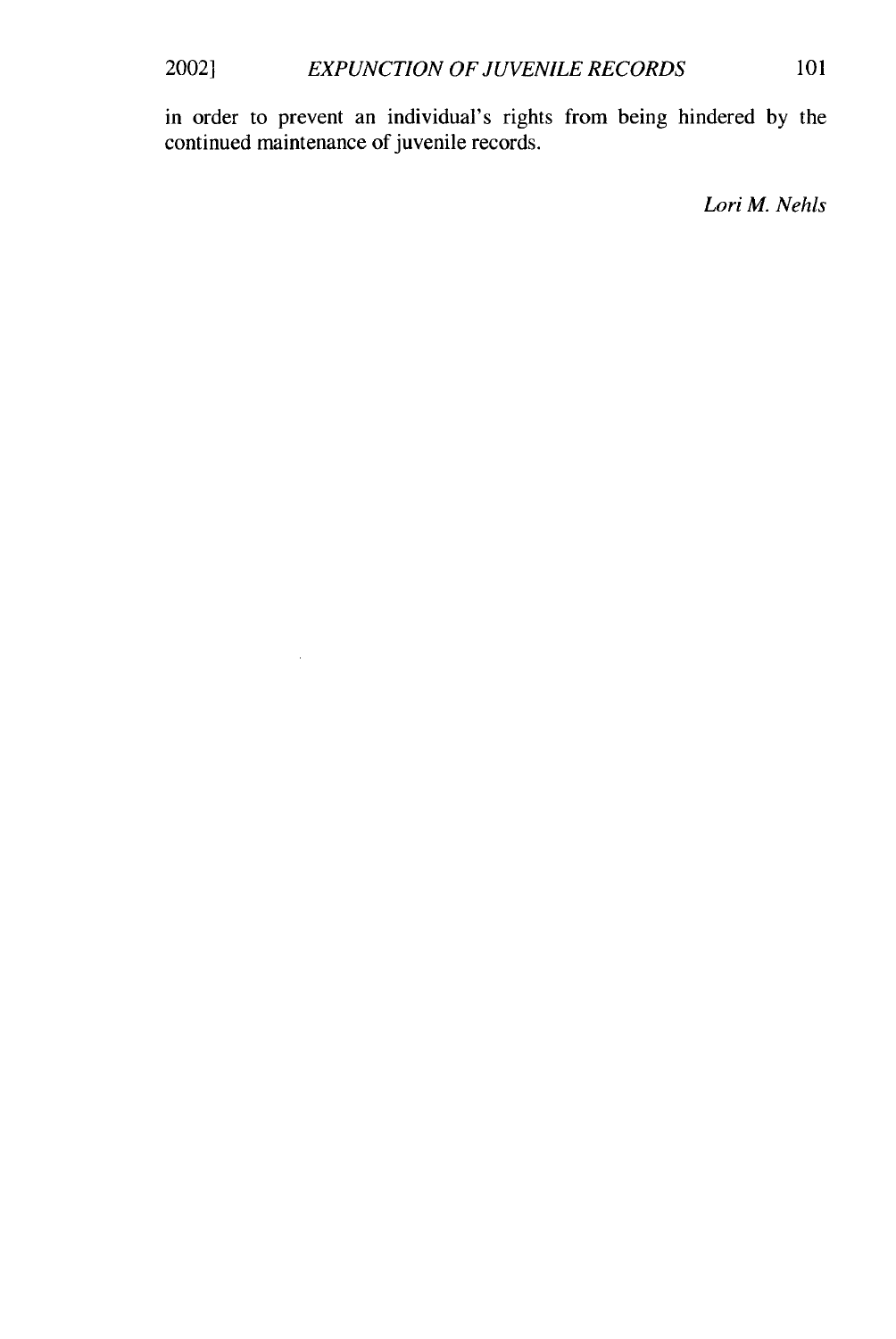in order to prevent an individual's rights from being hindered by the continued maintenance of juvenile records.

*Lori M. Nehls*